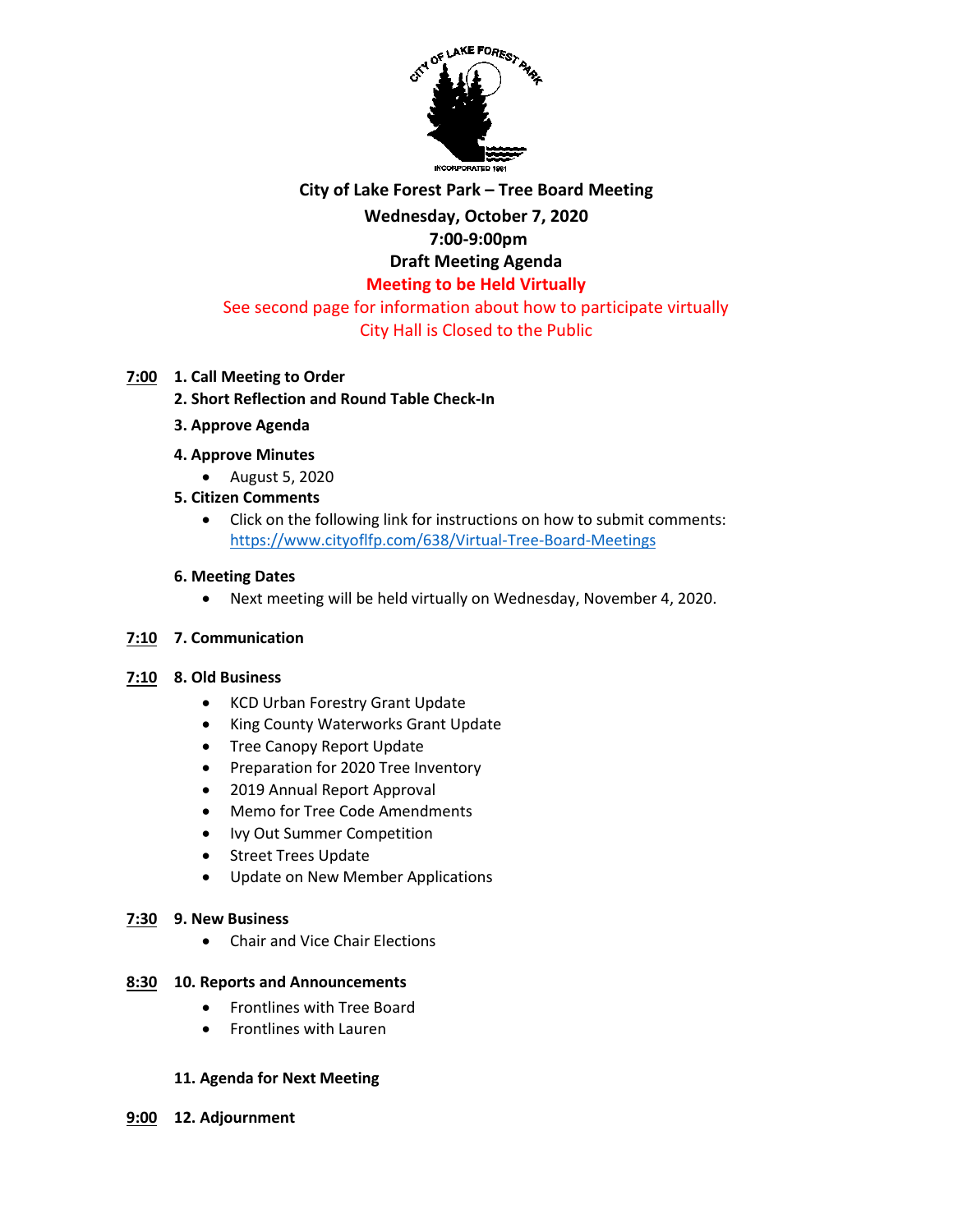**City of Lake Forest Park – Tree Board Meeting**

**Wednesday, October 7, 2020**

**7:00-9:00pm**

**Draft Meeting Agenda**

**Meeting to be Held Virtually**

See second page for information about how to participate virtually

City Hall is Closed to the Public

**7:00** **1. Call Meeting to Order**

**2. Short Reflection and Round Table Check-In**

**3. Approve Agenda**

**4. Approve Minutes**

- August 5, 2020

**5. Citizen Comments**

- Click on the following link for instructions on how to submit comments: https://www.cityoflfp.com/638/Virtual-Tree-Board-Meetings

**6. Meeting Dates**

- Next meeting will be held virtually on Wednesday, November 4, 2020.

**7:10** **7. Communication**

**7:10** **8. Old Business**

- KCD Urban Forestry Grant Update
- King County Waterworks Grant Update
- Tree Canopy Report Update
- Preparation for 2020 Tree Inventory
- 2019 Annual Report Approval
- Memo for Tree Code Amendments
- Ivy Out Summer Competition
- Street Trees Update
- Update on New Member Applications

**7:30** **9. New Business**

- Chair and Vice Chair Elections

**8:30** **10. Reports and Announcements**

- Frontlines with Tree Board
- Frontlines with Lauren

**11. Agenda for Next Meeting**

**9:00** **12. Adjournment**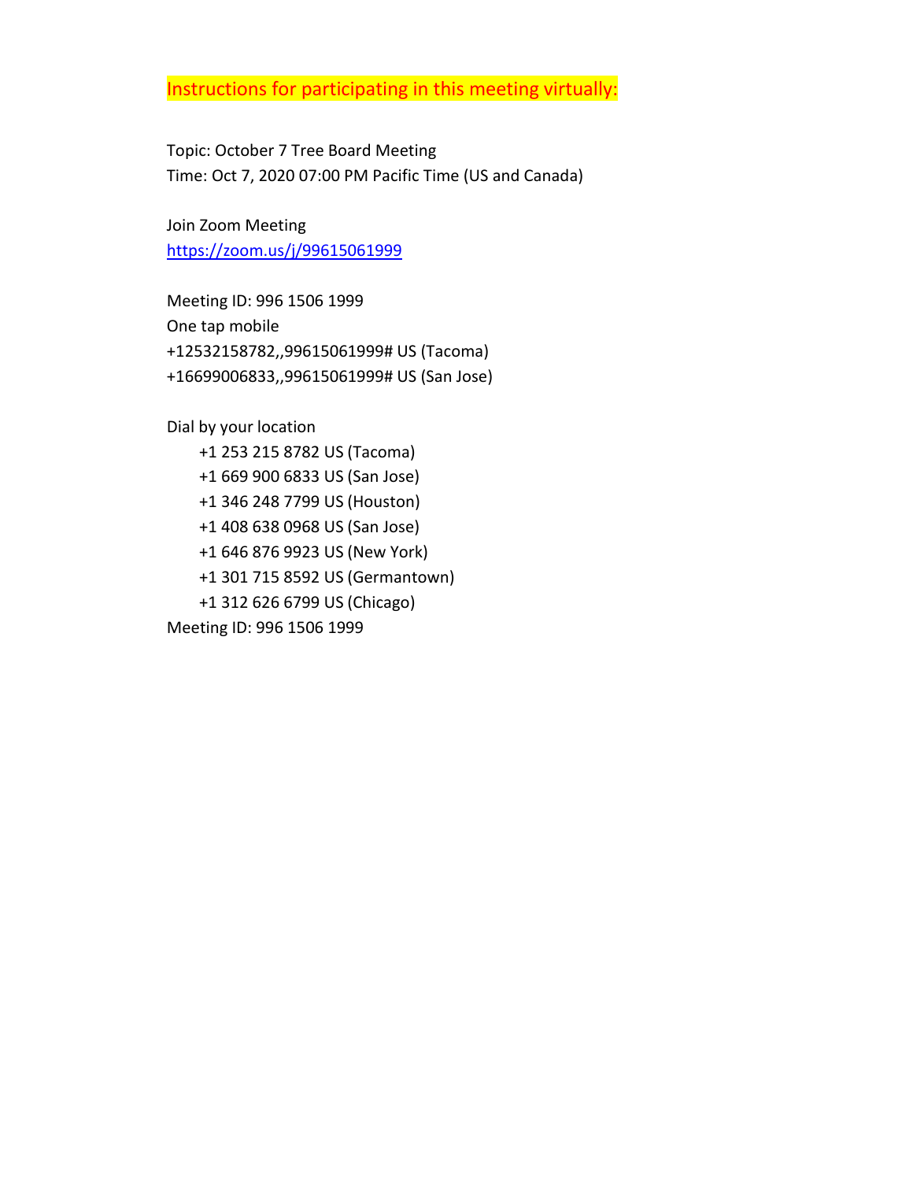Instructions for participating in this meeting virtually:

Topic: October 7 Tree Board Meeting
Time: Oct 7, 2020 07:00 PM Pacific Time (US and Canada)

Join Zoom Meeting
https://zoom.us/j/99615061999

Meeting ID: 996 1506 1999
One tap mobile
+12532158782,,99615061999# US (Tacoma)
+16699006833,,99615061999# US (San Jose)

Dial by your location
- +1 253 215 8782 US (Tacoma)
- +1 669 900 6833 US (San Jose)
- +1 346 248 7799 US (Houston)
- +1 408 638 0968 US (San Jose)
- +1 646 876 9923 US (New York)
- +1 301 715 8592 US (Germantown)
- +1 312 626 6799 US (Chicago)

Meeting ID: 996 1506 1999